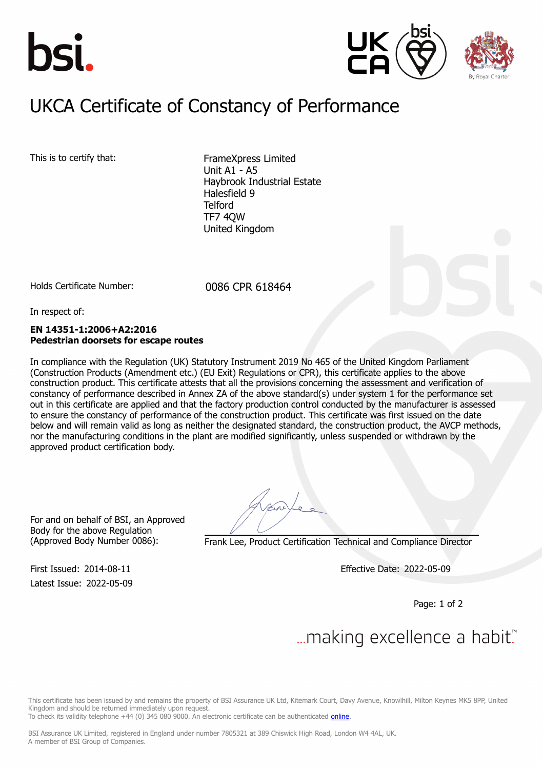# UKCA Certificate of Constancy of Performance

This is to certify that:

FrameXpress Limited
Unit A1 - A5
Haybrook Industrial Estate
Halesfield 9
Telford
TF7 4QW
United Kingdom

Holds Certificate Number: 0086 CPR 618464

In respect of:

**EN 14351-1:2006+A2:2016**
**Pedestrian doorsets for escape routes**

In compliance with the Regulation (UK) Statutory Instrument 2019 No 465 of the United Kingdom Parliament (Construction Products (Amendment etc.) (EU Exit) Regulations or CPR), this certificate applies to the above construction product. This certificate attests that all the provisions concerning the assessment and verification of constancy of performance described in Annex ZA of the above standard(s) under system 1 for the performance set out in this certificate are applied and that the factory production control conducted by the manufacturer is assessed to ensure the constancy of performance of the construction product. This certificate was first issued on the date below and will remain valid as long as neither the designated standard, the construction product, the AVCP methods, nor the manufacturing conditions in the plant are modified significantly, unless suspended or withdrawn by the approved product certification body.

For and on behalf of BSI, an Approved Body for the above Regulation (Approved Body Number 0086):

Frank Lee, Product Certification Technical and Compliance Director

First Issued: 2014-08-11
Latest Issue: 2022-05-09

Effective Date: 2022-05-09

...making excellence a habit.™

This certificate has been issued by and remains the property of BSI Assurance UK Ltd, Kitemark Court, Davy Avenue, Knowlhill, Milton Keynes MK5 8PP, United Kingdom and should be returned immediately upon request.
To check its validity telephone +44 (0) 345 080 9000. An electronic certificate can be authenticated online.

BSI Assurance UK Limited, registered in England under number 7805321 at 389 Chiswick High Road, London W4 4AL, UK.
A member of BSI Group of Companies.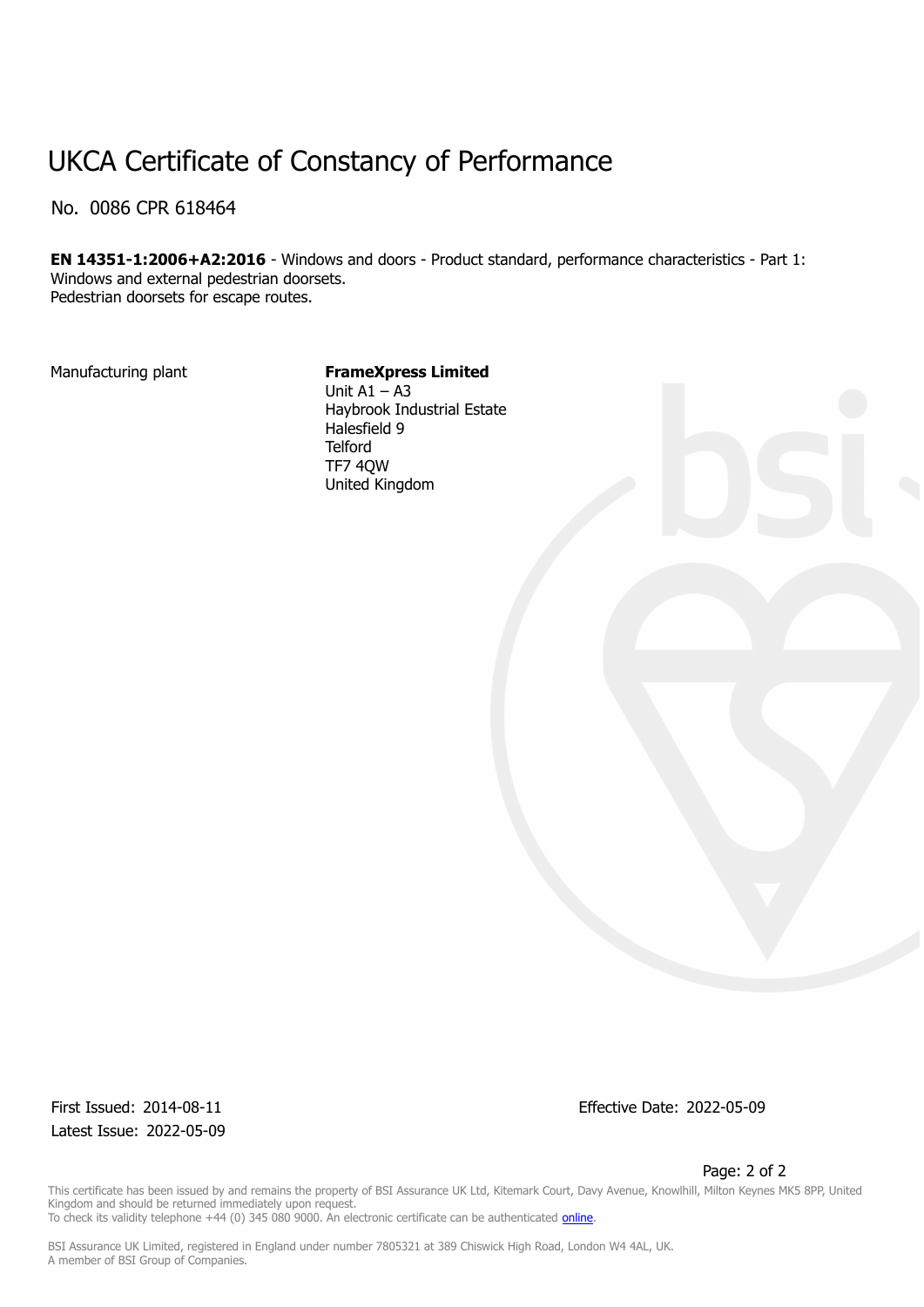# UKCA Certificate of Constancy of Performance

No. 0086 CPR 618464

**EN 14351-1:2006+A2:2016** - Windows and doors - Product standard, performance characteristics - Part 1: Windows and external pedestrian doorsets.
Pedestrian doorsets for escape routes.

| | |
|---|---|
| Manufacturing plant | **FrameXpress Limited**<br>Unit A1 – A3<br>Haybrook Industrial Estate<br>Halesfield 9<br>Telford<br>TF7 4QW<br>United Kingdom |

First Issued: 2014-08-11
Latest Issue: 2022-05-09

Effective Date: 2022-05-09

This certificate has been issued by and remains the property of BSI Assurance UK Ltd, Kitemark Court, Davy Avenue, Knowlhill, Milton Keynes MK5 8PP, United Kingdom and should be returned immediately upon request.
To check its validity telephone +44 (0) 345 080 9000. An electronic certificate can be authenticated online.

BSI Assurance UK Limited, registered in England under number 7805321 at 389 Chiswick High Road, London W4 4AL, UK.
A member of BSI Group of Companies.